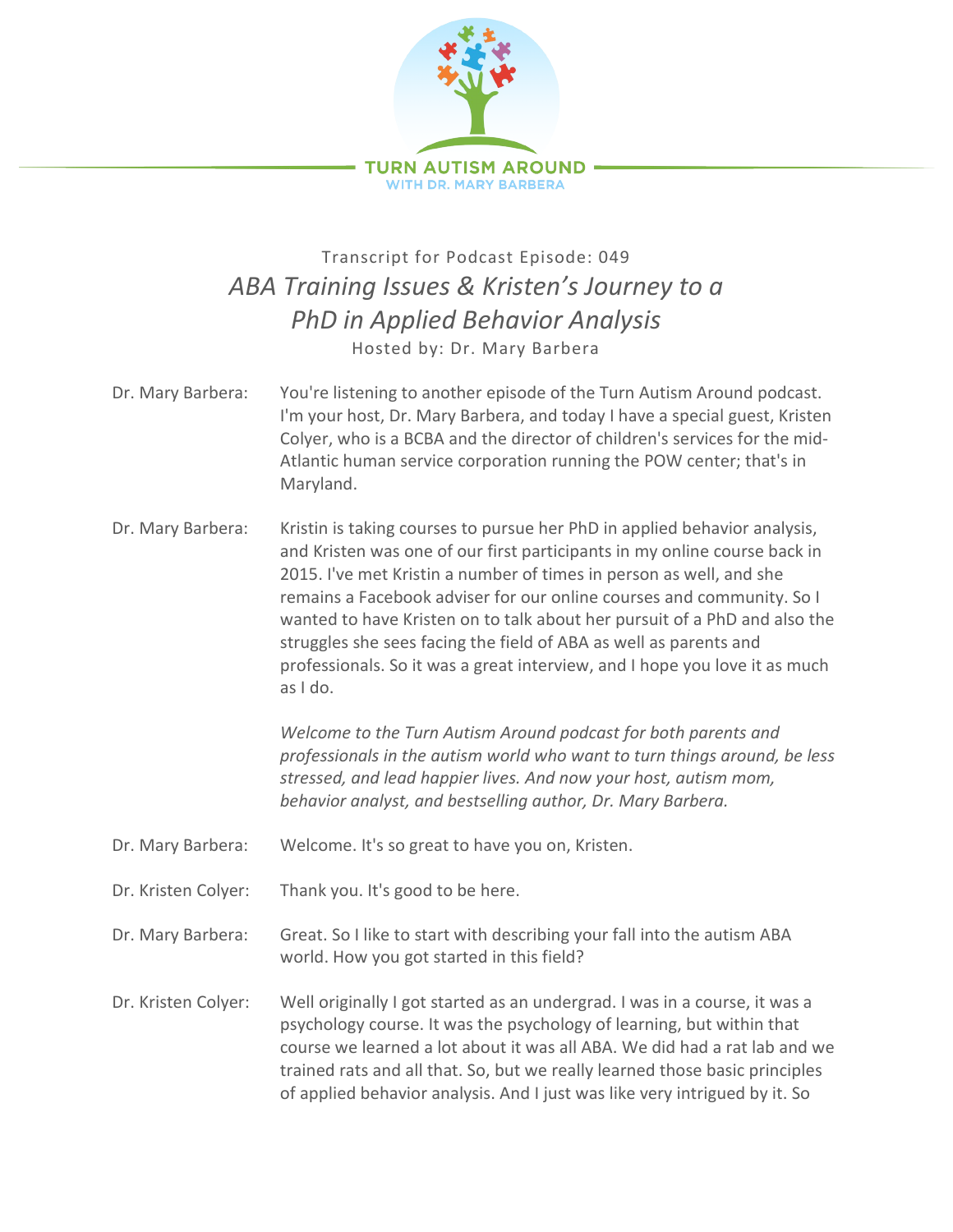# TURN AUTISM AROUND

WITH DR. MARY BARBERA

Transcript for Podcast Episode: 049

## *ABA Training Issues & Kristen's Journey to a PhD in Applied Behavior Analysis*

Hosted by: Dr. Mary Barbera

**Dr. Mary Barbera:** You're listening to another episode of the Turn Autism Around podcast. I'm your host, Dr. Mary Barbera, and today I have a special guest, Kristen Colyer, who is a BCBA and the director of children's services for the mid-Atlantic human service corporation running the POW center; that's in Maryland.

**Dr. Mary Barbera:** Kristin is taking courses to pursue her PhD in applied behavior analysis, and Kristen was one of our first participants in my online course back in 2015. I've met Kristin a number of times in person as well, and she remains a Facebook adviser for our online courses and community. So I wanted to have Kristen on to talk about her pursuit of a PhD and also the struggles she sees facing the field of ABA as well as parents and professionals. So it was a great interview, and I hope you love it as much as I do.

*Welcome to the Turn Autism Around podcast for both parents and professionals in the autism world who want to turn things around, be less stressed, and lead happier lives. And now your host, autism mom, behavior analyst, and bestselling author, Dr. Mary Barbera.*

**Dr. Mary Barbera:** Welcome. It's so great to have you on, Kristen.

**Dr. Kristen Colyer:** Thank you. It's good to be here.

**Dr. Mary Barbera:** Great. So I like to start with describing your fall into the autism ABA world. How you got started in this field?

**Dr. Kristen Colyer:** Well originally I got started as an undergrad. I was in a course, it was a psychology course. It was the psychology of learning, but within that course we learned a lot about it was all ABA. We did had a rat lab and we trained rats and all that. So, but we really learned those basic principles of applied behavior analysis. And I just was like very intrigued by it. So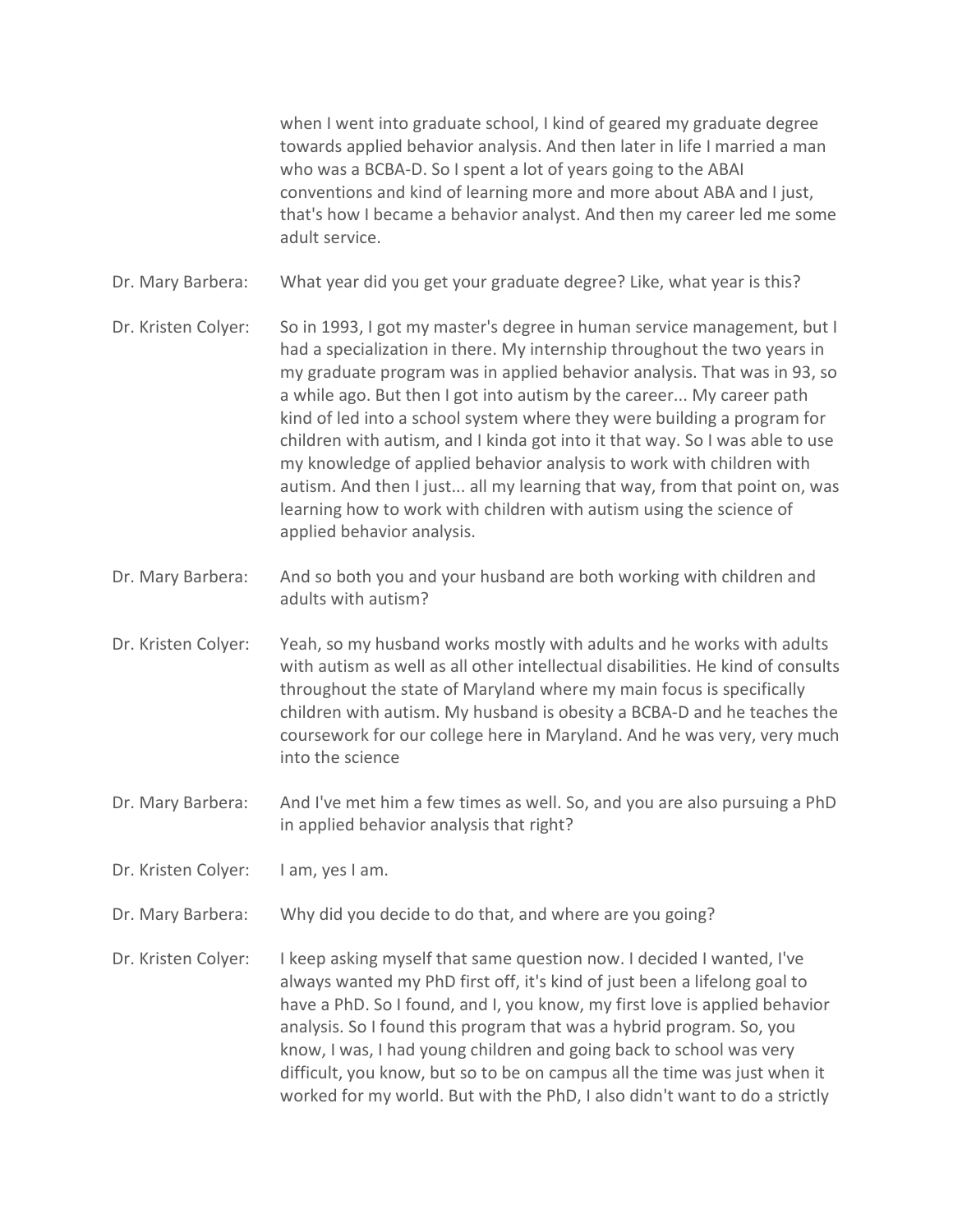when I went into graduate school, I kind of geared my graduate degree towards applied behavior analysis. And then later in life I married a man who was a BCBA-D. So I spent a lot of years going to the ABAI conventions and kind of learning more and more about ABA and I just, that's how I became a behavior analyst. And then my career led me some adult service.

**Dr. Mary Barbera:** What year did you get your graduate degree? Like, what year is this?

**Dr. Kristen Colyer:** So in 1993, I got my master's degree in human service management, but I had a specialization in there. My internship throughout the two years in my graduate program was in applied behavior analysis. That was in 93, so a while ago. But then I got into autism by the career... My career path kind of led into a school system where they were building a program for children with autism, and I kinda got into it that way. So I was able to use my knowledge of applied behavior analysis to work with children with autism. And then I just... all my learning that way, from that point on, was learning how to work with children with autism using the science of applied behavior analysis.

**Dr. Mary Barbera:** And so both you and your husband are both working with children and adults with autism?

**Dr. Kristen Colyer:** Yeah, so my husband works mostly with adults and he works with adults with autism as well as all other intellectual disabilities. He kind of consults throughout the state of Maryland where my main focus is specifically children with autism. My husband is obesity a BCBA-D and he teaches the coursework for our college here in Maryland. And he was very, very much into the science

**Dr. Mary Barbera:** And I've met him a few times as well. So, and you are also pursuing a PhD in applied behavior analysis that right?

**Dr. Kristen Colyer:** I am, yes I am.

**Dr. Mary Barbera:** Why did you decide to do that, and where are you going?

**Dr. Kristen Colyer:** I keep asking myself that same question now. I decided I wanted, I've always wanted my PhD first off, it's kind of just been a lifelong goal to have a PhD. So I found, and I, you know, my first love is applied behavior analysis. So I found this program that was a hybrid program. So, you know, I was, I had young children and going back to school was very difficult, you know, but so to be on campus all the time was just when it worked for my world. But with the PhD, I also didn't want to do a strictly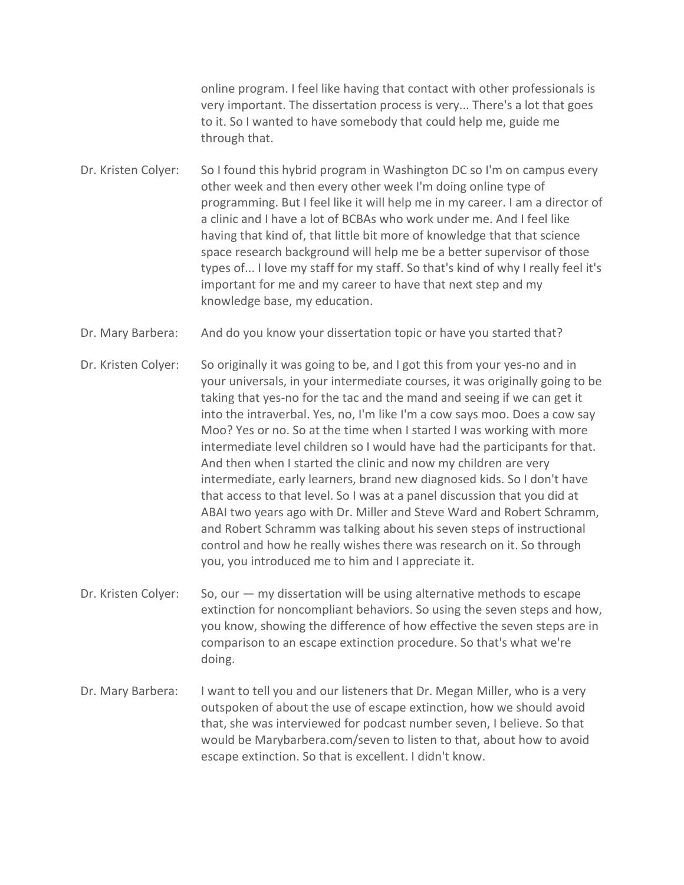online program. I feel like having that contact with other professionals is very important. The dissertation process is very... There's a lot that goes to it. So I wanted to have somebody that could help me, guide me through that.

Dr. Kristen Colyer: So I found this hybrid program in Washington DC so I'm on campus every other week and then every other week I'm doing online type of programming. But I feel like it will help me in my career. I am a director of a clinic and I have a lot of BCBAs who work under me. And I feel like having that kind of, that little bit more of knowledge that that science space research background will help me be a better supervisor of those types of... I love my staff for my staff. So that's kind of why I really feel it's important for me and my career to have that next step and my knowledge base, my education.

Dr. Mary Barbera: And do you know your dissertation topic or have you started that?

Dr. Kristen Colyer: So originally it was going to be, and I got this from your yes-no and in your universals, in your intermediate courses, it was originally going to be taking that yes-no for the tac and the mand and seeing if we can get it into the intraverbal. Yes, no, I'm like I'm a cow says moo. Does a cow say Moo? Yes or no. So at the time when I started I was working with more intermediate level children so I would have had the participants for that. And then when I started the clinic and now my children are very intermediate, early learners, brand new diagnosed kids. So I don't have that access to that level. So I was at a panel discussion that you did at ABAI two years ago with Dr. Miller and Steve Ward and Robert Schramm, and Robert Schramm was talking about his seven steps of instructional control and how he really wishes there was research on it. So through you, you introduced me to him and I appreciate it.

Dr. Kristen Colyer: So, our — my dissertation will be using alternative methods to escape extinction for noncompliant behaviors. So using the seven steps and how, you know, showing the difference of how effective the seven steps are in comparison to an escape extinction procedure. So that's what we're doing.

Dr. Mary Barbera: I want to tell you and our listeners that Dr. Megan Miller, who is a very outspoken of about the use of escape extinction, how we should avoid that, she was interviewed for podcast number seven, I believe. So that would be Marybarbera.com/seven to listen to that, about how to avoid escape extinction. So that is excellent. I didn't know.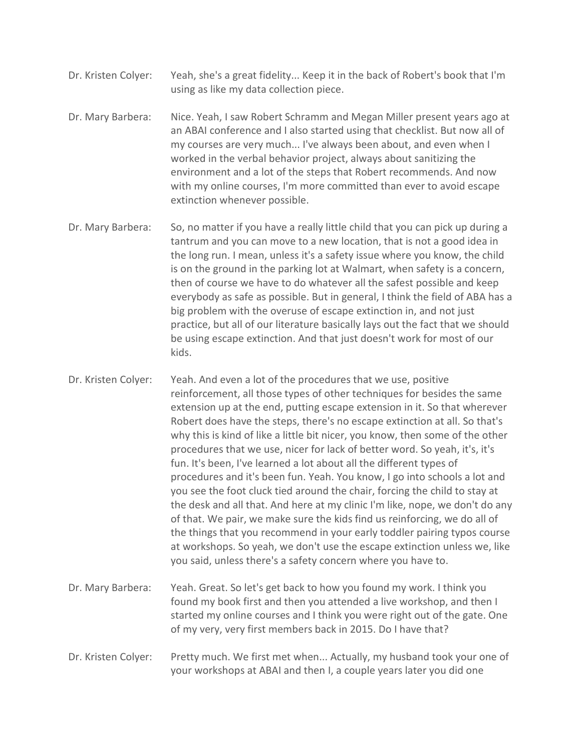**Dr. Kristen Colyer:** Yeah, she's a great fidelity... Keep it in the back of Robert's book that I'm using as like my data collection piece.

**Dr. Mary Barbera:** Nice. Yeah, I saw Robert Schramm and Megan Miller present years ago at an ABAI conference and I also started using that checklist. But now all of my courses are very much... I've always been about, and even when I worked in the verbal behavior project, always about sanitizing the environment and a lot of the steps that Robert recommends. And now with my online courses, I'm more committed than ever to avoid escape extinction whenever possible.

**Dr. Mary Barbera:** So, no matter if you have a really little child that you can pick up during a tantrum and you can move to a new location, that is not a good idea in the long run. I mean, unless it's a safety issue where you know, the child is on the ground in the parking lot at Walmart, when safety is a concern, then of course we have to do whatever all the safest possible and keep everybody as safe as possible. But in general, I think the field of ABA has a big problem with the overuse of escape extinction in, and not just practice, but all of our literature basically lays out the fact that we should be using escape extinction. And that just doesn't work for most of our kids.

**Dr. Kristen Colyer:** Yeah. And even a lot of the procedures that we use, positive reinforcement, all those types of other techniques for besides the same extension up at the end, putting escape extension in it. So that wherever Robert does have the steps, there's no escape extinction at all. So that's why this is kind of like a little bit nicer, you know, then some of the other procedures that we use, nicer for lack of better word. So yeah, it's, it's fun. It's been, I've learned a lot about all the different types of procedures and it's been fun. Yeah. You know, I go into schools a lot and you see the foot cluck tied around the chair, forcing the child to stay at the desk and all that. And here at my clinic I'm like, nope, we don't do any of that. We pair, we make sure the kids find us reinforcing, we do all of the things that you recommend in your early toddler pairing typos course at workshops. So yeah, we don't use the escape extinction unless we, like you said, unless there's a safety concern where you have to.

**Dr. Mary Barbera:** Yeah. Great. So let's get back to how you found my work. I think you found my book first and then you attended a live workshop, and then I started my online courses and I think you were right out of the gate. One of my very, very first members back in 2015. Do I have that?

**Dr. Kristen Colyer:** Pretty much. We first met when... Actually, my husband took your one of your workshops at ABAI and then I, a couple years later you did one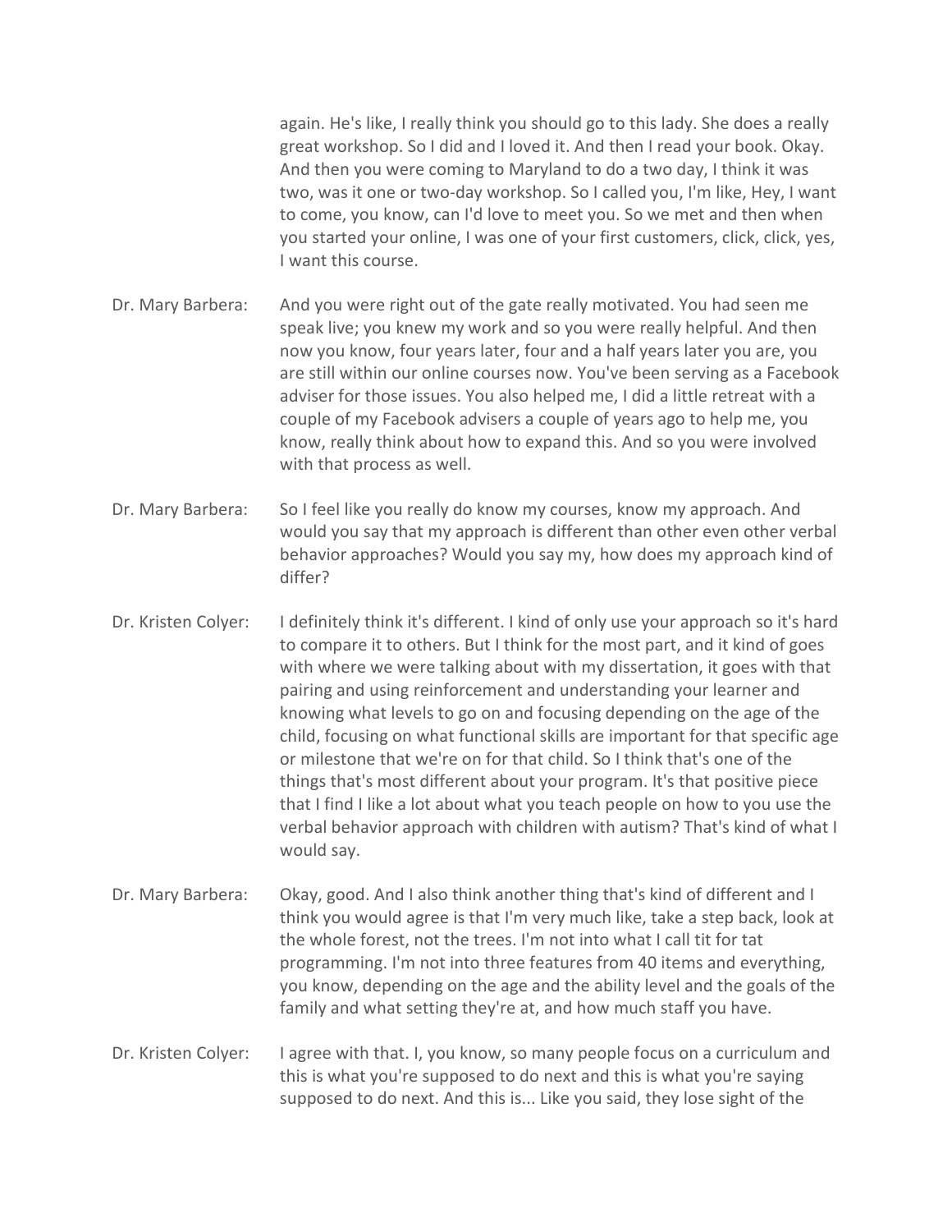again. He's like, I really think you should go to this lady. She does a really great workshop. So I did and I loved it. And then I read your book. Okay. And then you were coming to Maryland to do a two day, I think it was two, was it one or two-day workshop. So I called you, I'm like, Hey, I want to come, you know, can I'd love to meet you. So we met and then when you started your online, I was one of your first customers, click, click, yes, I want this course.

Dr. Mary Barbera: And you were right out of the gate really motivated. You had seen me speak live; you knew my work and so you were really helpful. And then now you know, four years later, four and a half years later you are, you are still within our online courses now. You've been serving as a Facebook adviser for those issues. You also helped me, I did a little retreat with a couple of my Facebook advisers a couple of years ago to help me, you know, really think about how to expand this. And so you were involved with that process as well.

Dr. Mary Barbera: So I feel like you really do know my courses, know my approach. And would you say that my approach is different than other even other verbal behavior approaches? Would you say my, how does my approach kind of differ?

Dr. Kristen Colyer: I definitely think it's different. I kind of only use your approach so it's hard to compare it to others. But I think for the most part, and it kind of goes with where we were talking about with my dissertation, it goes with that pairing and using reinforcement and understanding your learner and knowing what levels to go on and focusing depending on the age of the child, focusing on what functional skills are important for that specific age or milestone that we're on for that child. So I think that's one of the things that's most different about your program. It's that positive piece that I find I like a lot about what you teach people on how to you use the verbal behavior approach with children with autism? That's kind of what I would say.

Dr. Mary Barbera: Okay, good. And I also think another thing that's kind of different and I think you would agree is that I'm very much like, take a step back, look at the whole forest, not the trees. I'm not into what I call tit for tat programming. I'm not into three features from 40 items and everything, you know, depending on the age and the ability level and the goals of the family and what setting they're at, and how much staff you have.

Dr. Kristen Colyer: I agree with that. I, you know, so many people focus on a curriculum and this is what you're supposed to do next and this is what you're saying supposed to do next. And this is... Like you said, they lose sight of the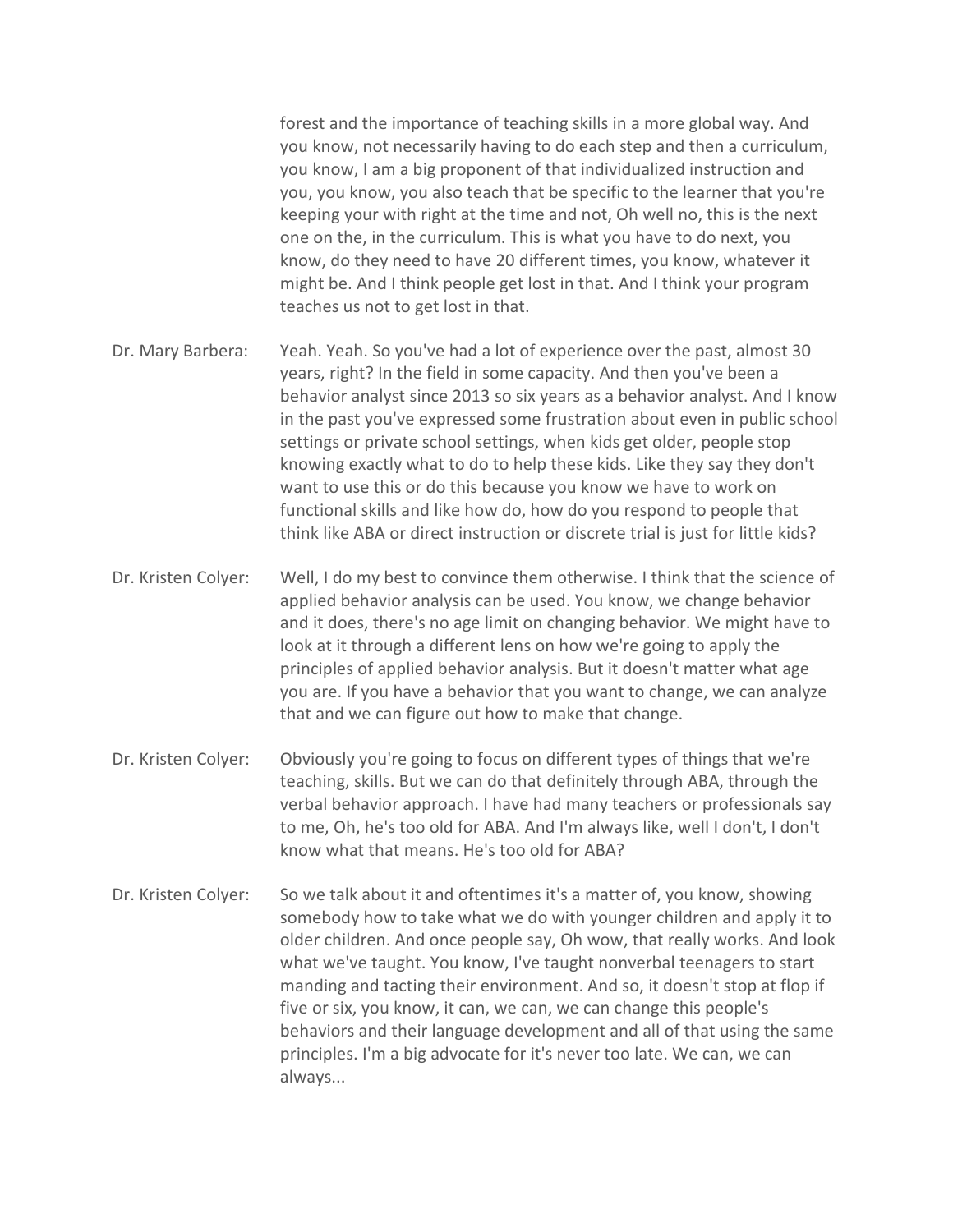forest and the importance of teaching skills in a more global way. And you know, not necessarily having to do each step and then a curriculum, you know, I am a big proponent of that individualized instruction and you, you know, you also teach that be specific to the learner that you're keeping your with right at the time and not, Oh well no, this is the next one on the, in the curriculum. This is what you have to do next, you know, do they need to have 20 different times, you know, whatever it might be. And I think people get lost in that. And I think your program teaches us not to get lost in that.

Dr. Mary Barbera: Yeah. Yeah. So you've had a lot of experience over the past, almost 30 years, right? In the field in some capacity. And then you've been a behavior analyst since 2013 so six years as a behavior analyst. And I know in the past you've expressed some frustration about even in public school settings or private school settings, when kids get older, people stop knowing exactly what to do to help these kids. Like they say they don't want to use this or do this because you know we have to work on functional skills and like how do, how do you respond to people that think like ABA or direct instruction or discrete trial is just for little kids?

Dr. Kristen Colyer: Well, I do my best to convince them otherwise. I think that the science of applied behavior analysis can be used. You know, we change behavior and it does, there's no age limit on changing behavior. We might have to look at it through a different lens on how we're going to apply the principles of applied behavior analysis. But it doesn't matter what age you are. If you have a behavior that you want to change, we can analyze that and we can figure out how to make that change.

Dr. Kristen Colyer: Obviously you're going to focus on different types of things that we're teaching, skills. But we can do that definitely through ABA, through the verbal behavior approach. I have had many teachers or professionals say to me, Oh, he's too old for ABA. And I'm always like, well I don't, I don't know what that means. He's too old for ABA?

Dr. Kristen Colyer: So we talk about it and oftentimes it's a matter of, you know, showing somebody how to take what we do with younger children and apply it to older children. And once people say, Oh wow, that really works. And look what we've taught. You know, I've taught nonverbal teenagers to start manding and tacting their environment. And so, it doesn't stop at flop if five or six, you know, it can, we can, we can change this people's behaviors and their language development and all of that using the same principles. I'm a big advocate for it's never too late. We can, we can always...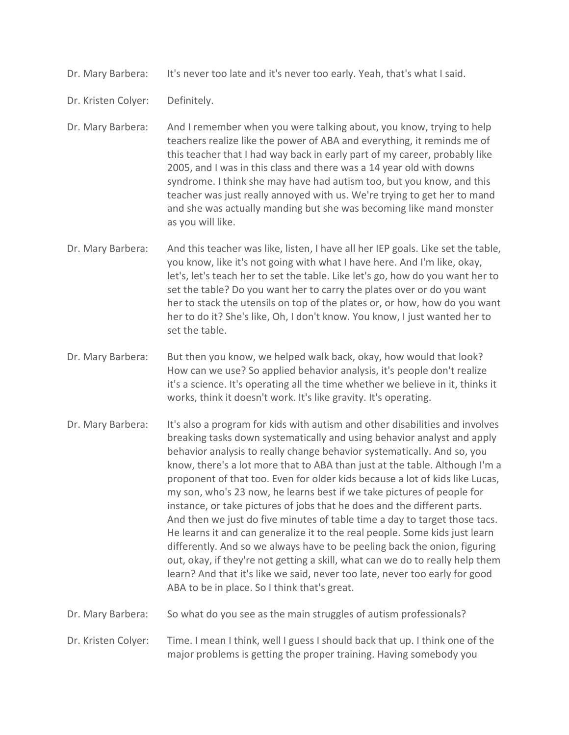Dr. Mary Barbera: It's never too late and it's never too early. Yeah, that's what I said.

Dr. Kristen Colyer: Definitely.

Dr. Mary Barbera: And I remember when you were talking about, you know, trying to help teachers realize like the power of ABA and everything, it reminds me of this teacher that I had way back in early part of my career, probably like 2005, and I was in this class and there was a 14 year old with downs syndrome. I think she may have had autism too, but you know, and this teacher was just really annoyed with us. We're trying to get her to mand and she was actually manding but she was becoming like mand monster as you will like.

Dr. Mary Barbera: And this teacher was like, listen, I have all her IEP goals. Like set the table, you know, like it's not going with what I have here. And I'm like, okay, let's, let's teach her to set the table. Like let's go, how do you want her to set the table? Do you want her to carry the plates over or do you want her to stack the utensils on top of the plates or, or how, how do you want her to do it? She's like, Oh, I don't know. You know, I just wanted her to set the table.

Dr. Mary Barbera: But then you know, we helped walk back, okay, how would that look? How can we use? So applied behavior analysis, it's people don't realize it's a science. It's operating all the time whether we believe in it, thinks it works, think it doesn't work. It's like gravity. It's operating.

Dr. Mary Barbera: It's also a program for kids with autism and other disabilities and involves breaking tasks down systematically and using behavior analyst and apply behavior analysis to really change behavior systematically. And so, you know, there's a lot more that to ABA than just at the table. Although I'm a proponent of that too. Even for older kids because a lot of kids like Lucas, my son, who's 23 now, he learns best if we take pictures of people for instance, or take pictures of jobs that he does and the different parts. And then we just do five minutes of table time a day to target those tacs. He learns it and can generalize it to the real people. Some kids just learn differently. And so we always have to be peeling back the onion, figuring out, okay, if they're not getting a skill, what can we do to really help them learn? And that it's like we said, never too late, never too early for good ABA to be in place. So I think that's great.

Dr. Mary Barbera: So what do you see as the main struggles of autism professionals?

Dr. Kristen Colyer: Time. I mean I think, well I guess I should back that up. I think one of the major problems is getting the proper training. Having somebody you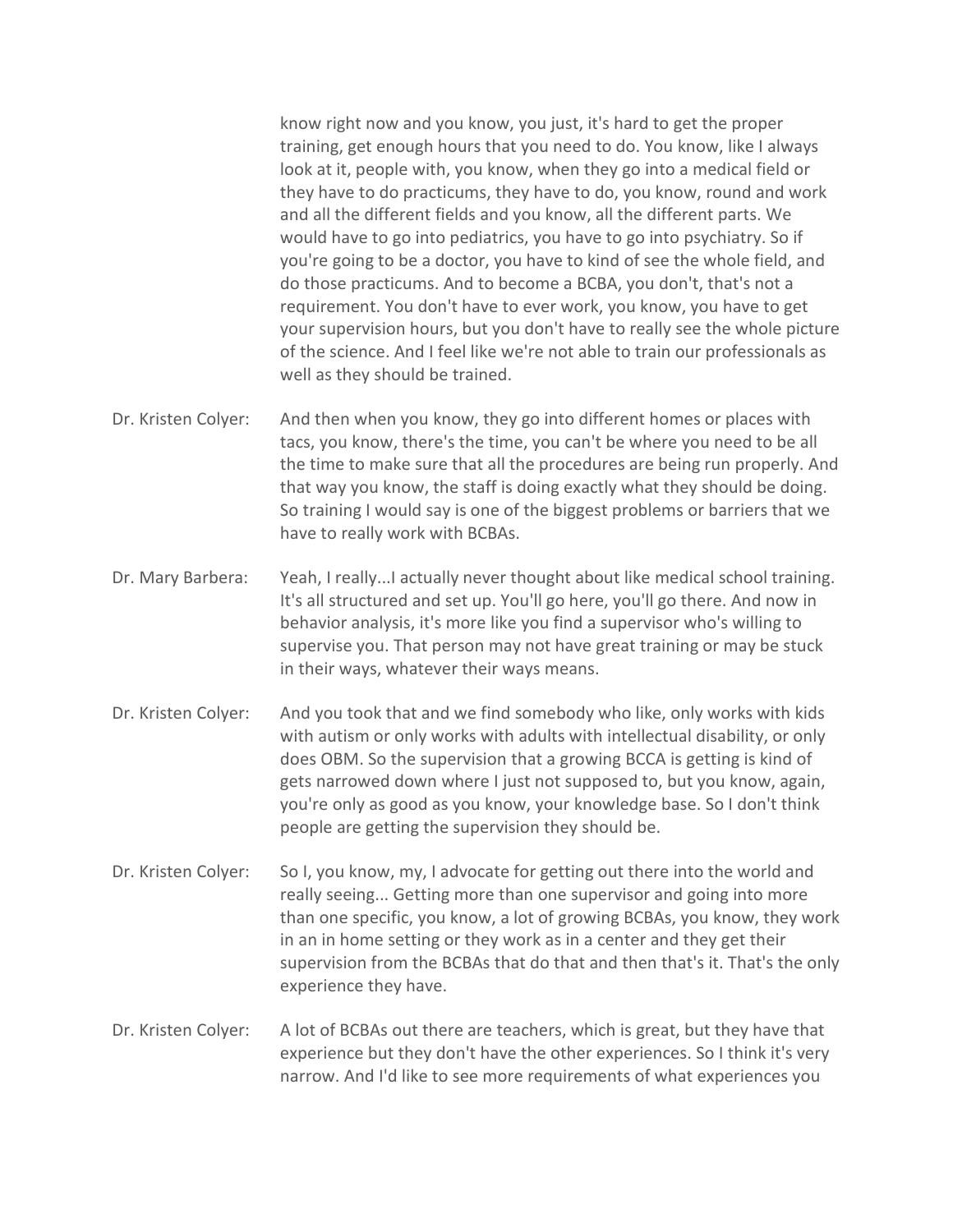know right now and you know, you just, it's hard to get the proper training, get enough hours that you need to do. You know, like I always look at it, people with, you know, when they go into a medical field or they have to do practicums, they have to do, you know, round and work and all the different fields and you know, all the different parts. We would have to go into pediatrics, you have to go into psychiatry. So if you're going to be a doctor, you have to kind of see the whole field, and do those practicums. And to become a BCBA, you don't, that's not a requirement. You don't have to ever work, you know, you have to get your supervision hours, but you don't have to really see the whole picture of the science. And I feel like we're not able to train our professionals as well as they should be trained.

Dr. Kristen Colyer: And then when you know, they go into different homes or places with tacs, you know, there's the time, you can't be where you need to be all the time to make sure that all the procedures are being run properly. And that way you know, the staff is doing exactly what they should be doing. So training I would say is one of the biggest problems or barriers that we have to really work with BCBAs.

Dr. Mary Barbera: Yeah, I really...I actually never thought about like medical school training. It's all structured and set up. You'll go here, you'll go there. And now in behavior analysis, it's more like you find a supervisor who's willing to supervise you. That person may not have great training or may be stuck in their ways, whatever their ways means.

Dr. Kristen Colyer: And you took that and we find somebody who like, only works with kids with autism or only works with adults with intellectual disability, or only does OBM. So the supervision that a growing BCCA is getting is kind of gets narrowed down where I just not supposed to, but you know, again, you're only as good as you know, your knowledge base. So I don't think people are getting the supervision they should be.

Dr. Kristen Colyer: So I, you know, my, I advocate for getting out there into the world and really seeing... Getting more than one supervisor and going into more than one specific, you know, a lot of growing BCBAs, you know, they work in an in home setting or they work as in a center and they get their supervision from the BCBAs that do that and then that's it. That's the only experience they have.

Dr. Kristen Colyer: A lot of BCBAs out there are teachers, which is great, but they have that experience but they don't have the other experiences. So I think it's very narrow. And I'd like to see more requirements of what experiences you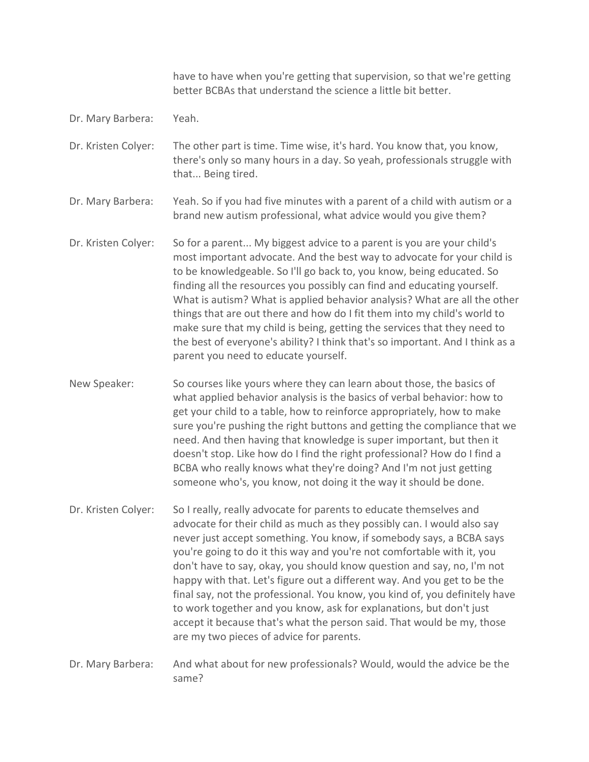have to have when you're getting that supervision, so that we're getting better BCBAs that understand the science a little bit better.

**Dr. Mary Barbera:** Yeah.

**Dr. Kristen Colyer:** The other part is time. Time wise, it's hard. You know that, you know, there's only so many hours in a day. So yeah, professionals struggle with that... Being tired.

**Dr. Mary Barbera:** Yeah. So if you had five minutes with a parent of a child with autism or a brand new autism professional, what advice would you give them?

**Dr. Kristen Colyer:** So for a parent... My biggest advice to a parent is you are your child's most important advocate. And the best way to advocate for your child is to be knowledgeable. So I'll go back to, you know, being educated. So finding all the resources you possibly can find and educating yourself. What is autism? What is applied behavior analysis? What are all the other things that are out there and how do I fit them into my child's world to make sure that my child is being, getting the services that they need to the best of everyone's ability? I think that's so important. And I think as a parent you need to educate yourself.

**New Speaker:** So courses like yours where they can learn about those, the basics of what applied behavior analysis is the basics of verbal behavior: how to get your child to a table, how to reinforce appropriately, how to make sure you're pushing the right buttons and getting the compliance that we need. And then having that knowledge is super important, but then it doesn't stop. Like how do I find the right professional? How do I find a BCBA who really knows what they're doing? And I'm not just getting someone who's, you know, not doing it the way it should be done.

**Dr. Kristen Colyer:** So I really, really advocate for parents to educate themselves and advocate for their child as much as they possibly can. I would also say never just accept something. You know, if somebody says, a BCBA says you're going to do it this way and you're not comfortable with it, you don't have to say, okay, you should know question and say, no, I'm not happy with that. Let's figure out a different way. And you get to be the final say, not the professional. You know, you kind of, you definitely have to work together and you know, ask for explanations, but don't just accept it because that's what the person said. That would be my, those are my two pieces of advice for parents.

**Dr. Mary Barbera:** And what about for new professionals? Would, would the advice be the same?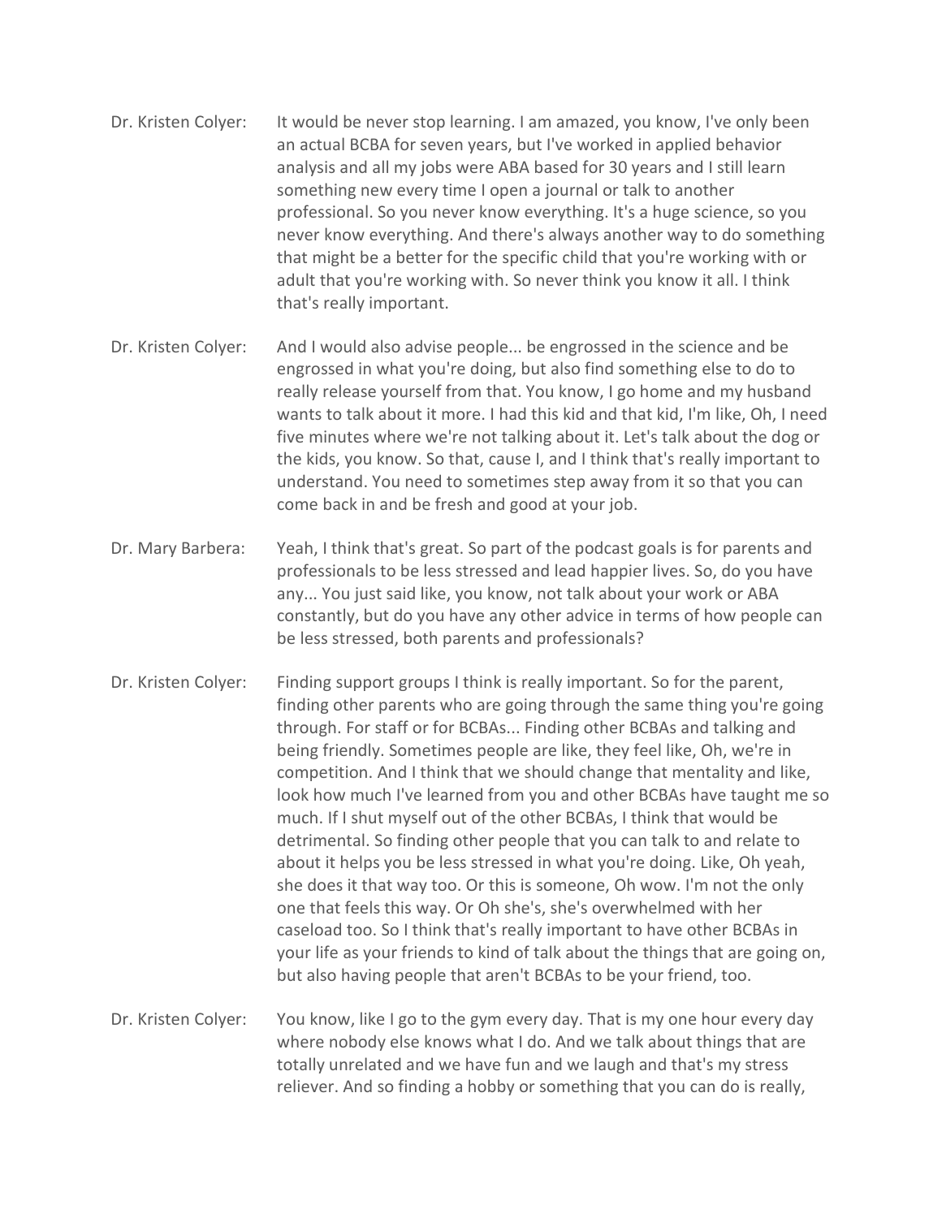Dr. Kristen Colyer: It would be never stop learning. I am amazed, you know, I've only been an actual BCBA for seven years, but I've worked in applied behavior analysis and all my jobs were ABA based for 30 years and I still learn something new every time I open a journal or talk to another professional. So you never know everything. It's a huge science, so you never know everything. And there's always another way to do something that might be a better for the specific child that you're working with or adult that you're working with. So never think you know it all. I think that's really important.

Dr. Kristen Colyer: And I would also advise people... be engrossed in the science and be engrossed in what you're doing, but also find something else to do to really release yourself from that. You know, I go home and my husband wants to talk about it more. I had this kid and that kid, I'm like, Oh, I need five minutes where we're not talking about it. Let's talk about the dog or the kids, you know. So that, cause I, and I think that's really important to understand. You need to sometimes step away from it so that you can come back in and be fresh and good at your job.

Dr. Mary Barbera: Yeah, I think that's great. So part of the podcast goals is for parents and professionals to be less stressed and lead happier lives. So, do you have any... You just said like, you know, not talk about your work or ABA constantly, but do you have any other advice in terms of how people can be less stressed, both parents and professionals?

Dr. Kristen Colyer: Finding support groups I think is really important. So for the parent, finding other parents who are going through the same thing you're going through. For staff or for BCBAs... Finding other BCBAs and talking and being friendly. Sometimes people are like, they feel like, Oh, we're in competition. And I think that we should change that mentality and like, look how much I've learned from you and other BCBAs have taught me so much. If I shut myself out of the other BCBAs, I think that would be detrimental. So finding other people that you can talk to and relate to about it helps you be less stressed in what you're doing. Like, Oh yeah, she does it that way too. Or this is someone, Oh wow. I'm not the only one that feels this way. Or Oh she's, she's overwhelmed with her caseload too. So I think that's really important to have other BCBAs in your life as your friends to kind of talk about the things that are going on, but also having people that aren't BCBAs to be your friend, too.

Dr. Kristen Colyer: You know, like I go to the gym every day. That is my one hour every day where nobody else knows what I do. And we talk about things that are totally unrelated and we have fun and we laugh and that's my stress reliever. And so finding a hobby or something that you can do is really,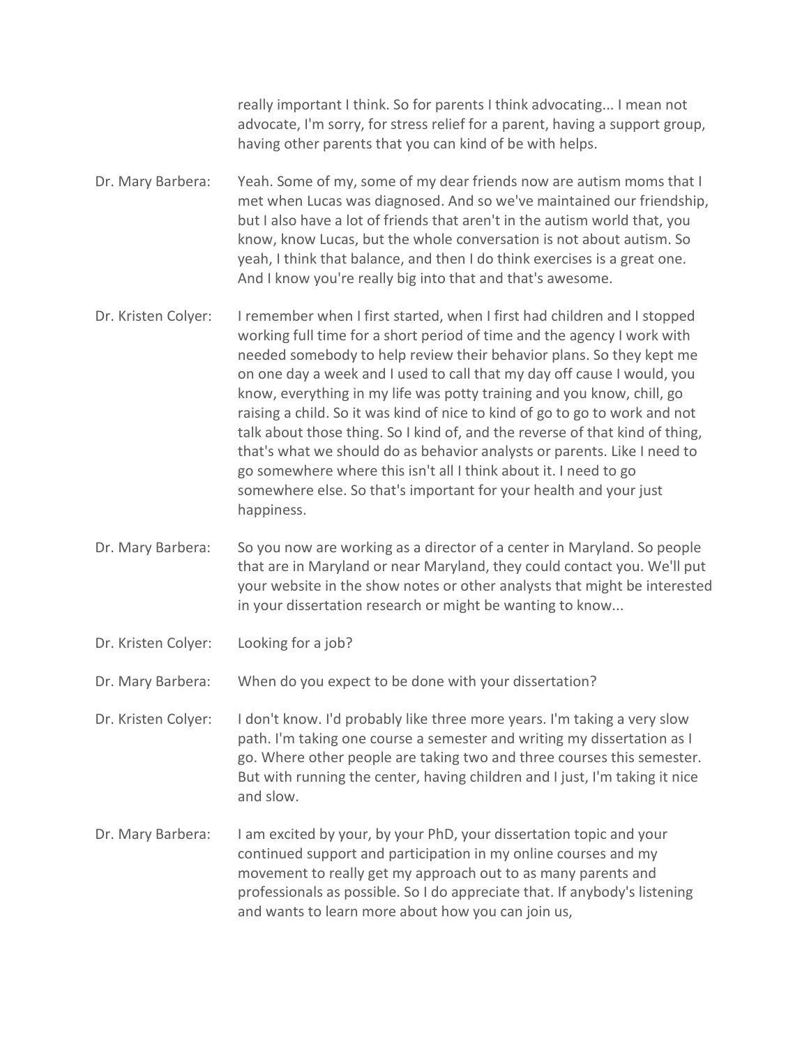really important I think. So for parents I think advocating... I mean not advocate, I'm sorry, for stress relief for a parent, having a support group, having other parents that you can kind of be with helps.

Dr. Mary Barbera: Yeah. Some of my, some of my dear friends now are autism moms that I met when Lucas was diagnosed. And so we've maintained our friendship, but I also have a lot of friends that aren't in the autism world that, you know, know Lucas, but the whole conversation is not about autism. So yeah, I think that balance, and then I do think exercises is a great one. And I know you're really big into that and that's awesome.

Dr. Kristen Colyer: I remember when I first started, when I first had children and I stopped working full time for a short period of time and the agency I work with needed somebody to help review their behavior plans. So they kept me on one day a week and I used to call that my day off cause I would, you know, everything in my life was potty training and you know, chill, go raising a child. So it was kind of nice to kind of go to go to work and not talk about those thing. So I kind of, and the reverse of that kind of thing, that's what we should do as behavior analysts or parents. Like I need to go somewhere where this isn't all I think about it. I need to go somewhere else. So that's important for your health and your just happiness.

Dr. Mary Barbera: So you now are working as a director of a center in Maryland. So people that are in Maryland or near Maryland, they could contact you. We'll put your website in the show notes or other analysts that might be interested in your dissertation research or might be wanting to know...

Dr. Kristen Colyer: Looking for a job?

Dr. Mary Barbera: When do you expect to be done with your dissertation?

Dr. Kristen Colyer: I don't know. I'd probably like three more years. I'm taking a very slow path. I'm taking one course a semester and writing my dissertation as I go. Where other people are taking two and three courses this semester. But with running the center, having children and I just, I'm taking it nice and slow.

Dr. Mary Barbera: I am excited by your, by your PhD, your dissertation topic and your continued support and participation in my online courses and my movement to really get my approach out to as many parents and professionals as possible. So I do appreciate that. If anybody's listening and wants to learn more about how you can join us,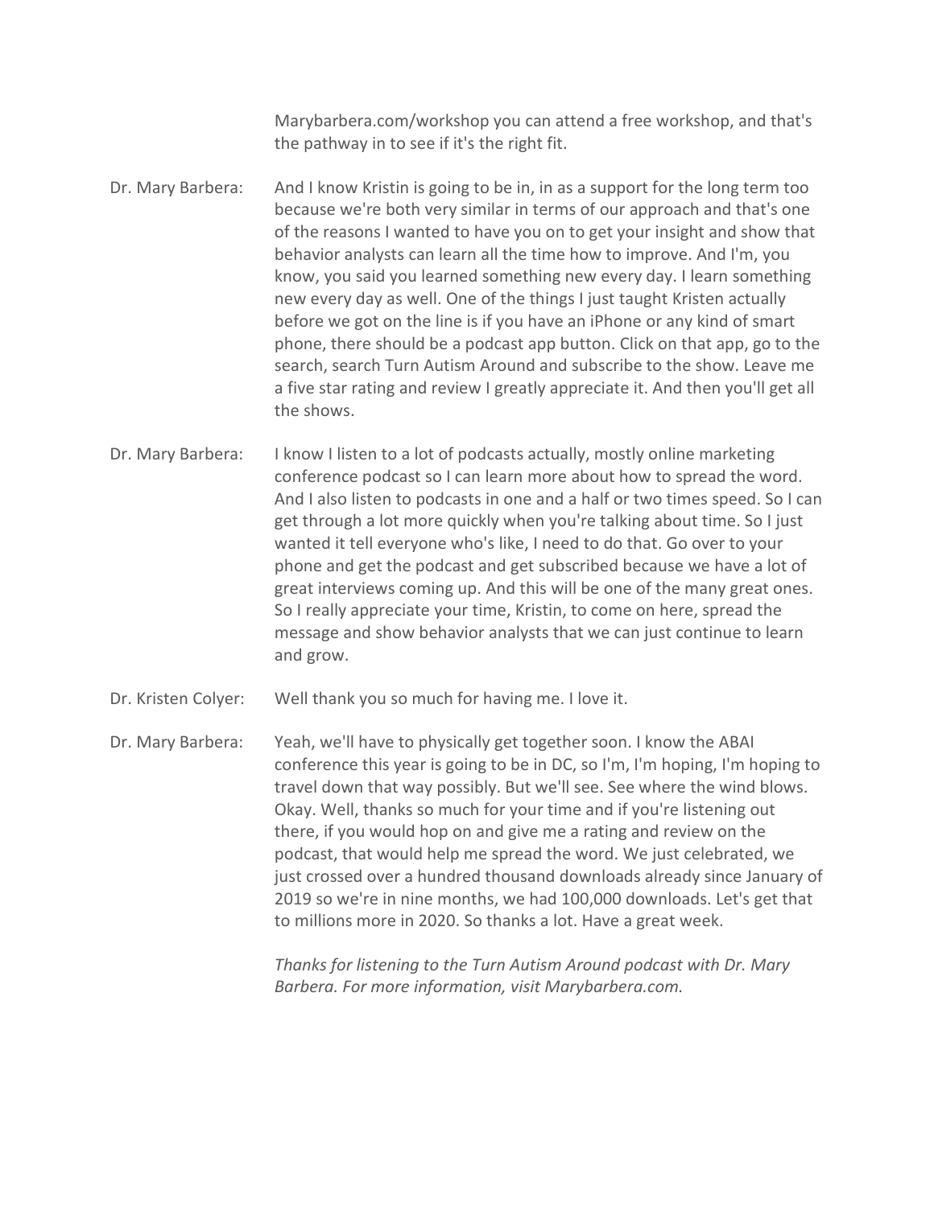Marybarbera.com/workshop you can attend a free workshop, and that's the pathway in to see if it's the right fit.

Dr. Mary Barbera: And I know Kristin is going to be in, in as a support for the long term too because we're both very similar in terms of our approach and that's one of the reasons I wanted to have you on to get your insight and show that behavior analysts can learn all the time how to improve. And I'm, you know, you said you learned something new every day. I learn something new every day as well. One of the things I just taught Kristen actually before we got on the line is if you have an iPhone or any kind of smart phone, there should be a podcast app button. Click on that app, go to the search, search Turn Autism Around and subscribe to the show. Leave me a five star rating and review I greatly appreciate it. And then you'll get all the shows.

Dr. Mary Barbera: I know I listen to a lot of podcasts actually, mostly online marketing conference podcast so I can learn more about how to spread the word. And I also listen to podcasts in one and a half or two times speed. So I can get through a lot more quickly when you're talking about time. So I just wanted it tell everyone who's like, I need to do that. Go over to your phone and get the podcast and get subscribed because we have a lot of great interviews coming up. And this will be one of the many great ones. So I really appreciate your time, Kristin, to come on here, spread the message and show behavior analysts that we can just continue to learn and grow.

Dr. Kristen Colyer: Well thank you so much for having me. I love it.

Dr. Mary Barbera: Yeah, we'll have to physically get together soon. I know the ABAI conference this year is going to be in DC, so I'm, I'm hoping, I'm hoping to travel down that way possibly. But we'll see. See where the wind blows. Okay. Well, thanks so much for your time and if you're listening out there, if you would hop on and give me a rating and review on the podcast, that would help me spread the word. We just celebrated, we just crossed over a hundred thousand downloads already since January of 2019 so we're in nine months, we had 100,000 downloads. Let's get that to millions more in 2020. So thanks a lot. Have a great week.

*Thanks for listening to the Turn Autism Around podcast with Dr. Mary Barbera. For more information, visit Marybarbera.com.*